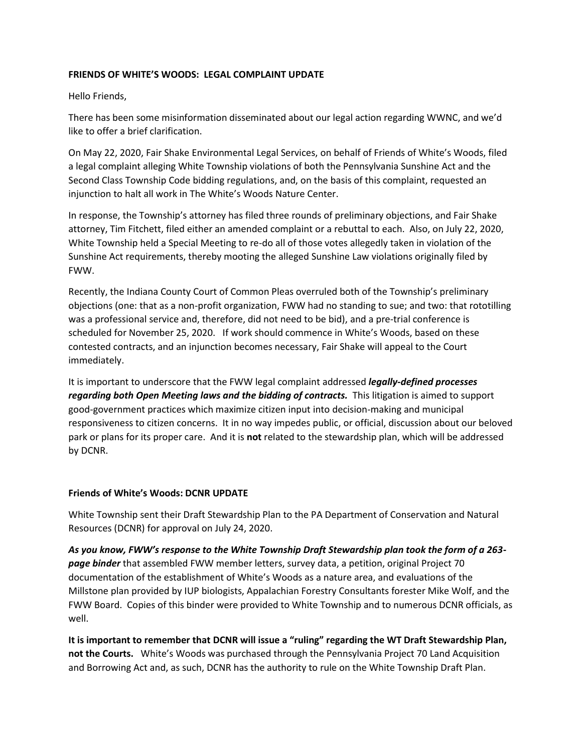**FRIENDS OF WHITE'S WOODS: LEGAL COMPLAINT UPDATE**

Hello Friends,

There has been some misinformation disseminated about our legal action regarding WWNC, and we'd like to offer a brief clarification.

On May 22, 2020, Fair Shake Environmental Legal Services, on behalf of Friends of White's Woods, filed a legal complaint alleging White Township violations of both the Pennsylvania Sunshine Act and the Second Class Township Code bidding regulations, and, on the basis of this complaint, requested an injunction to halt all work in The White's Woods Nature Center.

In response, the Township's attorney has filed three rounds of preliminary objections, and Fair Shake attorney, Tim Fitchett, filed either an amended complaint or a rebuttal to each. Also, on July 22, 2020, White Township held a Special Meeting to re-do all of those votes allegedly taken in violation of the Sunshine Act requirements, thereby mooting the alleged Sunshine Law violations originally filed by FWW.

Recently, the Indiana County Court of Common Pleas overruled both of the Township's preliminary objections (one: that as a non-profit organization, FWW had no standing to sue; and two: that rototilling was a professional service and, therefore, did not need to be bid), and a pre-trial conference is scheduled for November 25, 2020. If work should commence in White's Woods, based on these contested contracts, and an injunction becomes necessary, Fair Shake will appeal to the Court immediately.

It is important to underscore that the FWW legal complaint addressed ***legally-defined processes regarding both Open Meeting laws and the bidding of contracts.*** This litigation is aimed to support good-government practices which maximize citizen input into decision-making and municipal responsiveness to citizen concerns. It in no way impedes public, or official, discussion about our beloved park or plans for its proper care. And it is **not** related to the stewardship plan, which will be addressed by DCNR.

**Friends of White's Woods: DCNR UPDATE**

White Township sent their Draft Stewardship Plan to the PA Department of Conservation and Natural Resources (DCNR) for approval on July 24, 2020.

***As you know, FWW's response to the White Township Draft Stewardship plan took the form of a 263-page binder*** that assembled FWW member letters, survey data, a petition, original Project 70 documentation of the establishment of White's Woods as a nature area, and evaluations of the Millstone plan provided by IUP biologists, Appalachian Forestry Consultants forester Mike Wolf, and the FWW Board. Copies of this binder were provided to White Township and to numerous DCNR officials, as well.

**It is important to remember that DCNR will issue a "ruling" regarding the WT Draft Stewardship Plan, not the Courts.** White's Woods was purchased through the Pennsylvania Project 70 Land Acquisition and Borrowing Act and, as such, DCNR has the authority to rule on the White Township Draft Plan.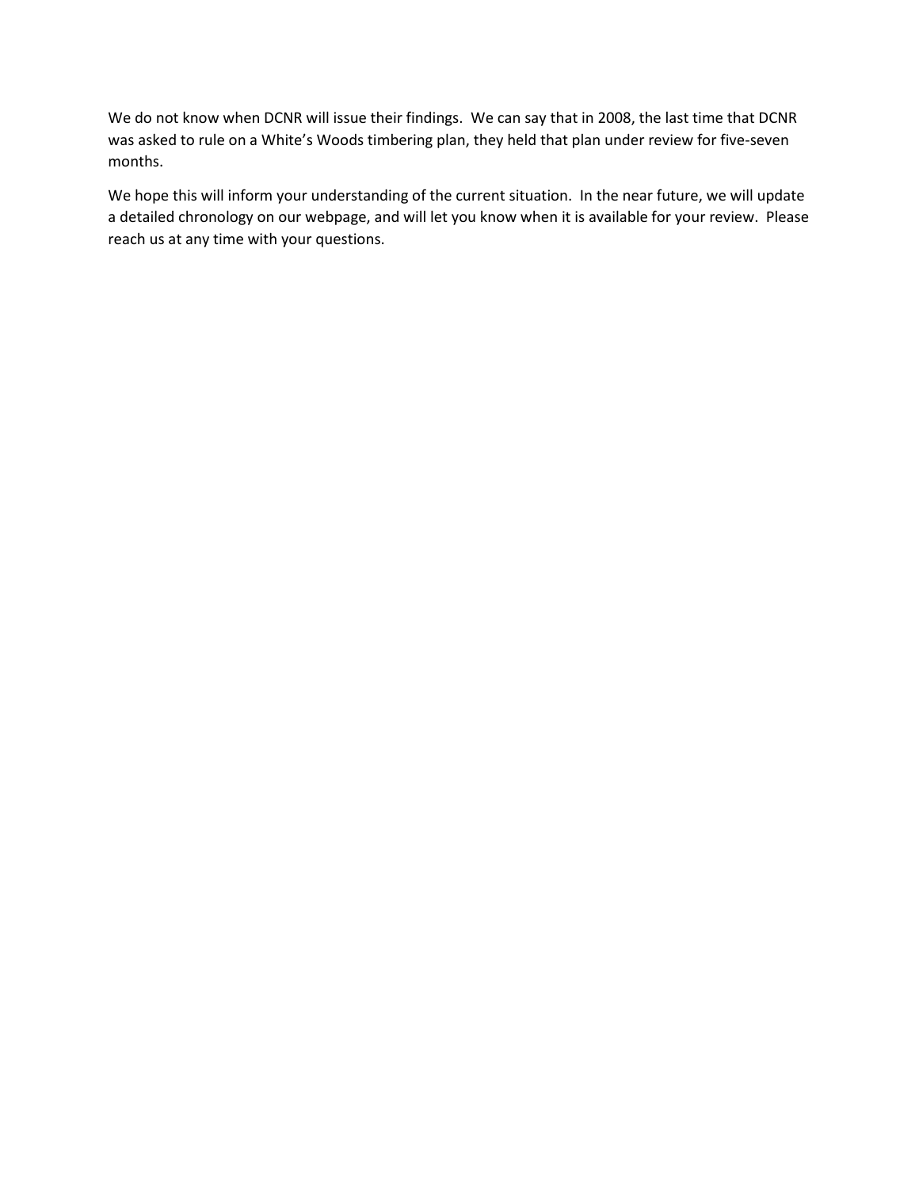We do not know when DCNR will issue their findings. We can say that in 2008, the last time that DCNR was asked to rule on a White's Woods timbering plan, they held that plan under review for five-seven months.

We hope this will inform your understanding of the current situation. In the near future, we will update a detailed chronology on our webpage, and will let you know when it is available for your review. Please reach us at any time with your questions.